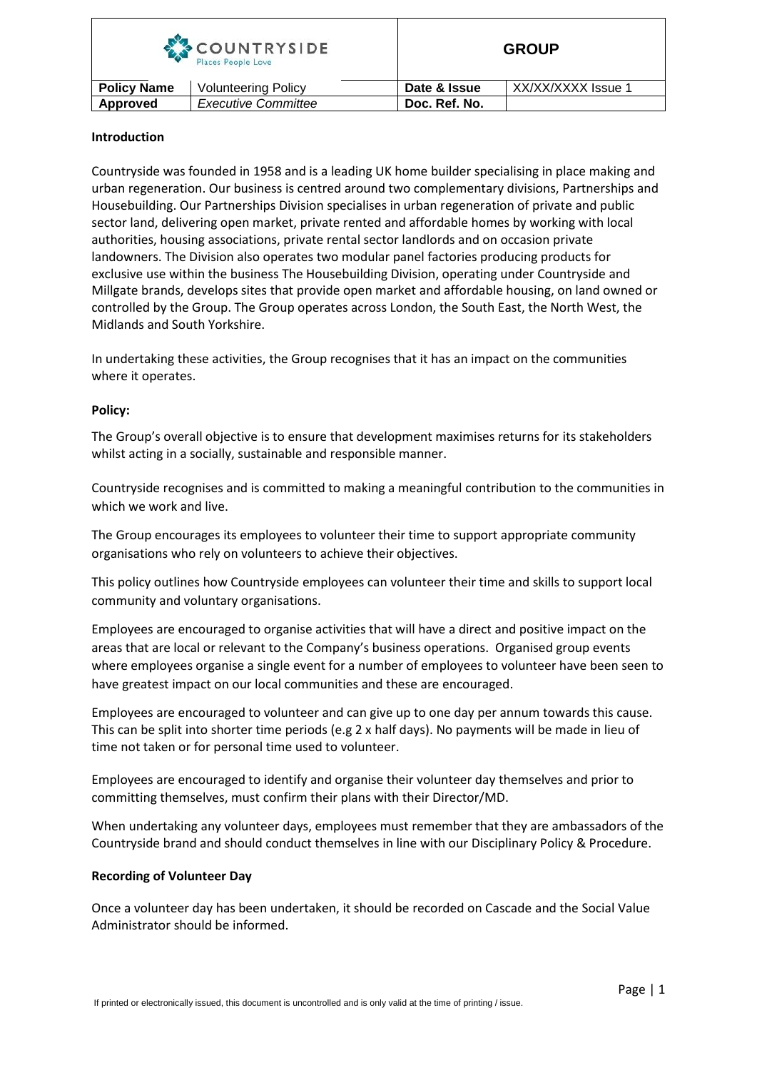| COUNTRYSIDE Places People Love | | GROUP | |
|---|---|---|---|
| **Policy Name** | Volunteering Policy | **Date & Issue** | XX/XX/XXXX Issue 1 |
| **Approved** | *Executive Committee* | **Doc. Ref. No.** | |

**Introduction**

Countryside was founded in 1958 and is a leading UK home builder specialising in place making and urban regeneration. Our business is centred around two complementary divisions, Partnerships and Housebuilding. Our Partnerships Division specialises in urban regeneration of private and public sector land, delivering open market, private rented and affordable homes by working with local authorities, housing associations, private rental sector landlords and on occasion private landowners. The Division also operates two modular panel factories producing products for exclusive use within the business The Housebuilding Division, operating under Countryside and Millgate brands, develops sites that provide open market and affordable housing, on land owned or controlled by the Group. The Group operates across London, the South East, the North West, the Midlands and South Yorkshire.

In undertaking these activities, the Group recognises that it has an impact on the communities where it operates.

**Policy:**

The Group's overall objective is to ensure that development maximises returns for its stakeholders whilst acting in a socially, sustainable and responsible manner.

Countryside recognises and is committed to making a meaningful contribution to the communities in which we work and live.

The Group encourages its employees to volunteer their time to support appropriate community organisations who rely on volunteers to achieve their objectives.

This policy outlines how Countryside employees can volunteer their time and skills to support local community and voluntary organisations.

Employees are encouraged to organise activities that will have a direct and positive impact on the areas that are local or relevant to the Company's business operations. Organised group events where employees organise a single event for a number of employees to volunteer have been seen to have greatest impact on our local communities and these are encouraged.

Employees are encouraged to volunteer and can give up to one day per annum towards this cause. This can be split into shorter time periods (e.g 2 x half days). No payments will be made in lieu of time not taken or for personal time used to volunteer.

Employees are encouraged to identify and organise their volunteer day themselves and prior to committing themselves, must confirm their plans with their Director/MD.

When undertaking any volunteer days, employees must remember that they are ambassadors of the Countryside brand and should conduct themselves in line with our Disciplinary Policy & Procedure.

**Recording of Volunteer Day**

Once a volunteer day has been undertaken, it should be recorded on Cascade and the Social Value Administrator should be informed.

If printed or electronically issued, this document is uncontrolled and is only valid at the time of printing / issue.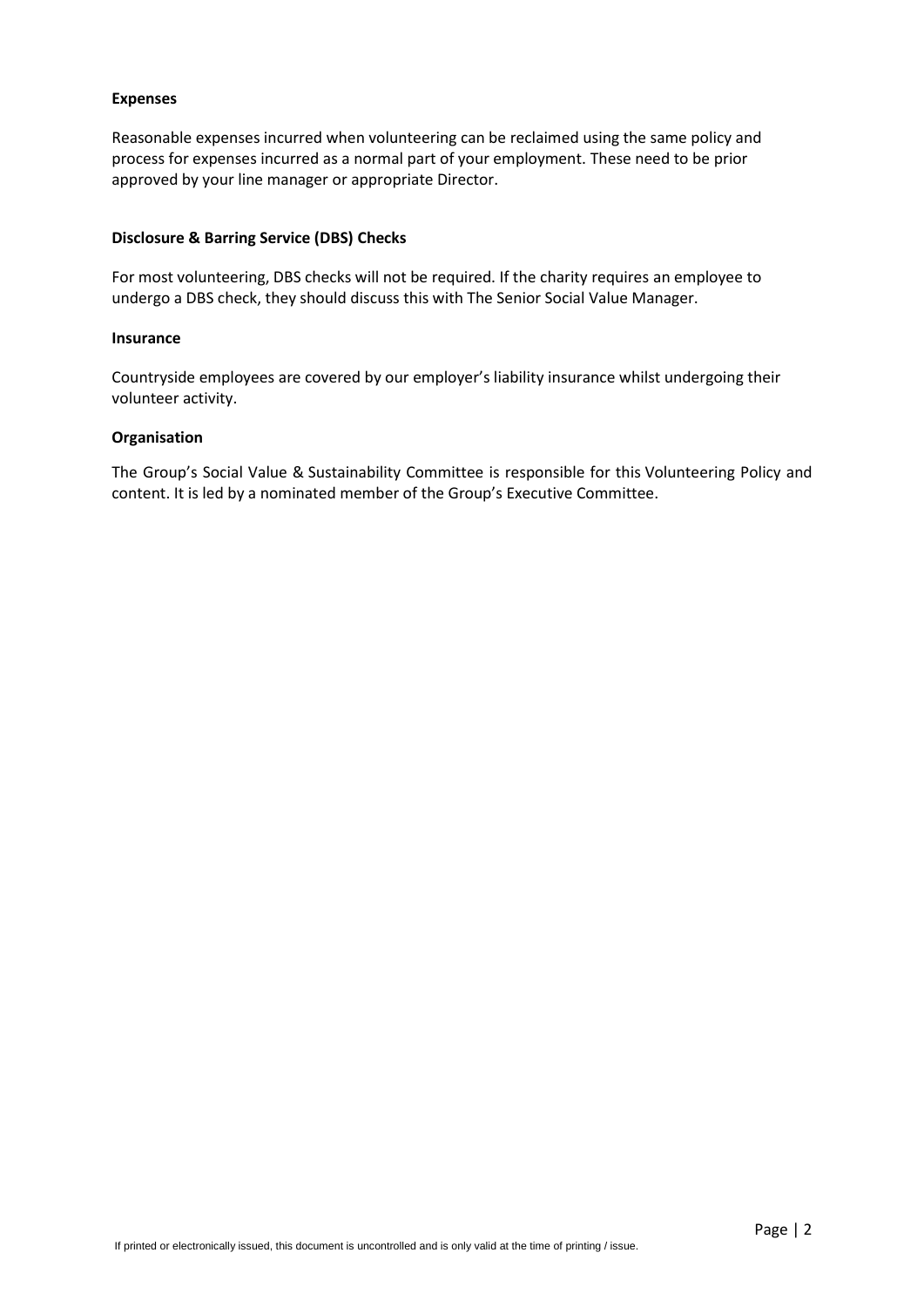**Expenses**

Reasonable expenses incurred when volunteering can be reclaimed using the same policy and process for expenses incurred as a normal part of your employment. These need to be prior approved by your line manager or appropriate Director.

**Disclosure & Barring Service (DBS) Checks**

For most volunteering, DBS checks will not be required. If the charity requires an employee to undergo a DBS check, they should discuss this with The Senior Social Value Manager.

**Insurance**

Countryside employees are covered by our employer's liability insurance whilst undergoing their volunteer activity.

**Organisation**

The Group's Social Value & Sustainability Committee is responsible for this Volunteering Policy and content. It is led by a nominated member of the Group's Executive Committee.

If printed or electronically issued, this document is uncontrolled and is only valid at the time of printing / issue.